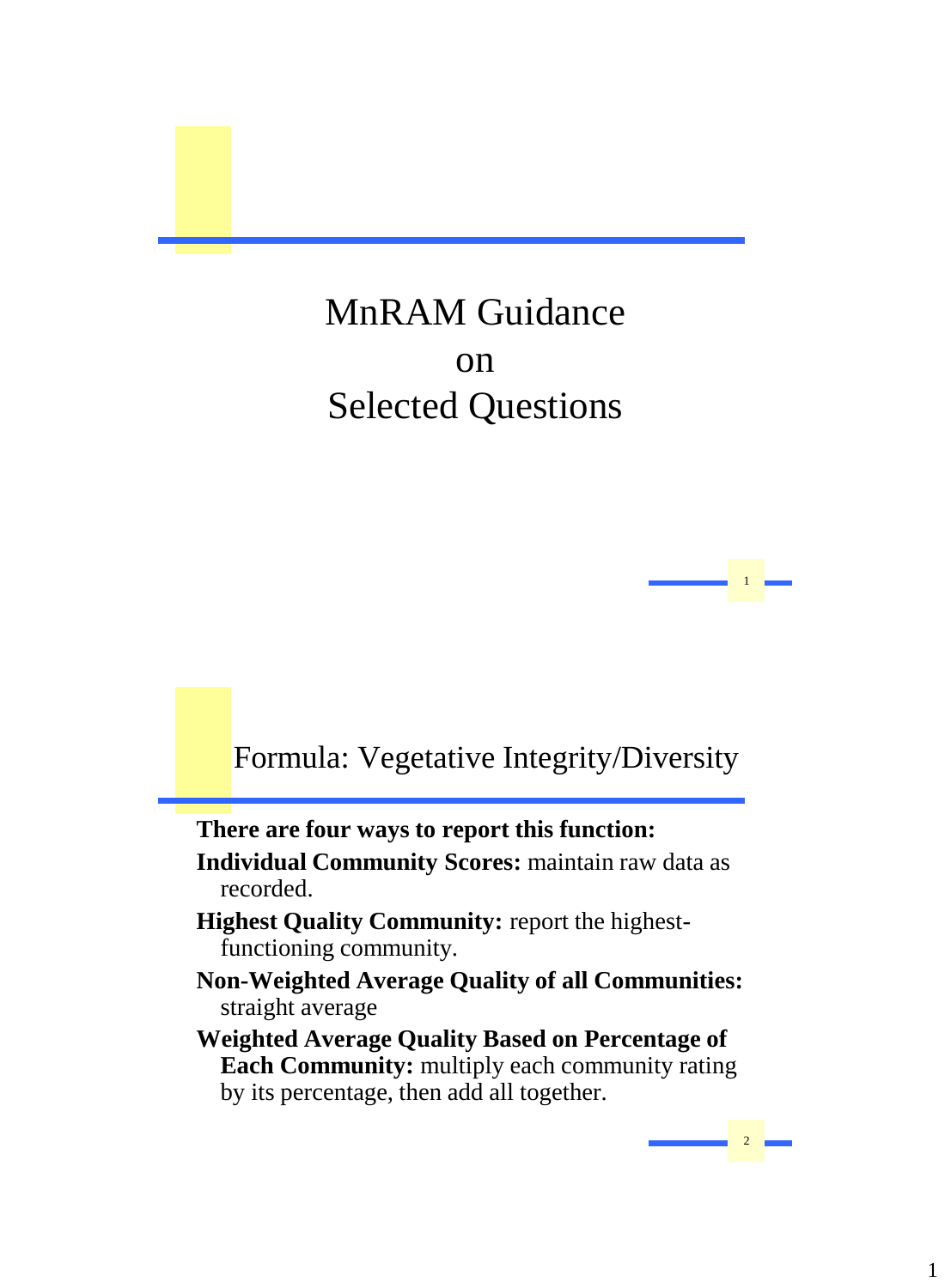# MnRAM Guidance on Selected Questions

## Formula: Vegetative Integrity/Diversity

**There are four ways to report this function:**

**Individual Community Scores:** maintain raw data as recorded.

**Highest Quality Community:** report the highest-functioning community.

**Non-Weighted Average Quality of all Communities:** straight average

**Weighted Average Quality Based on Percentage of Each Community:** multiply each community rating by its percentage, then add all together.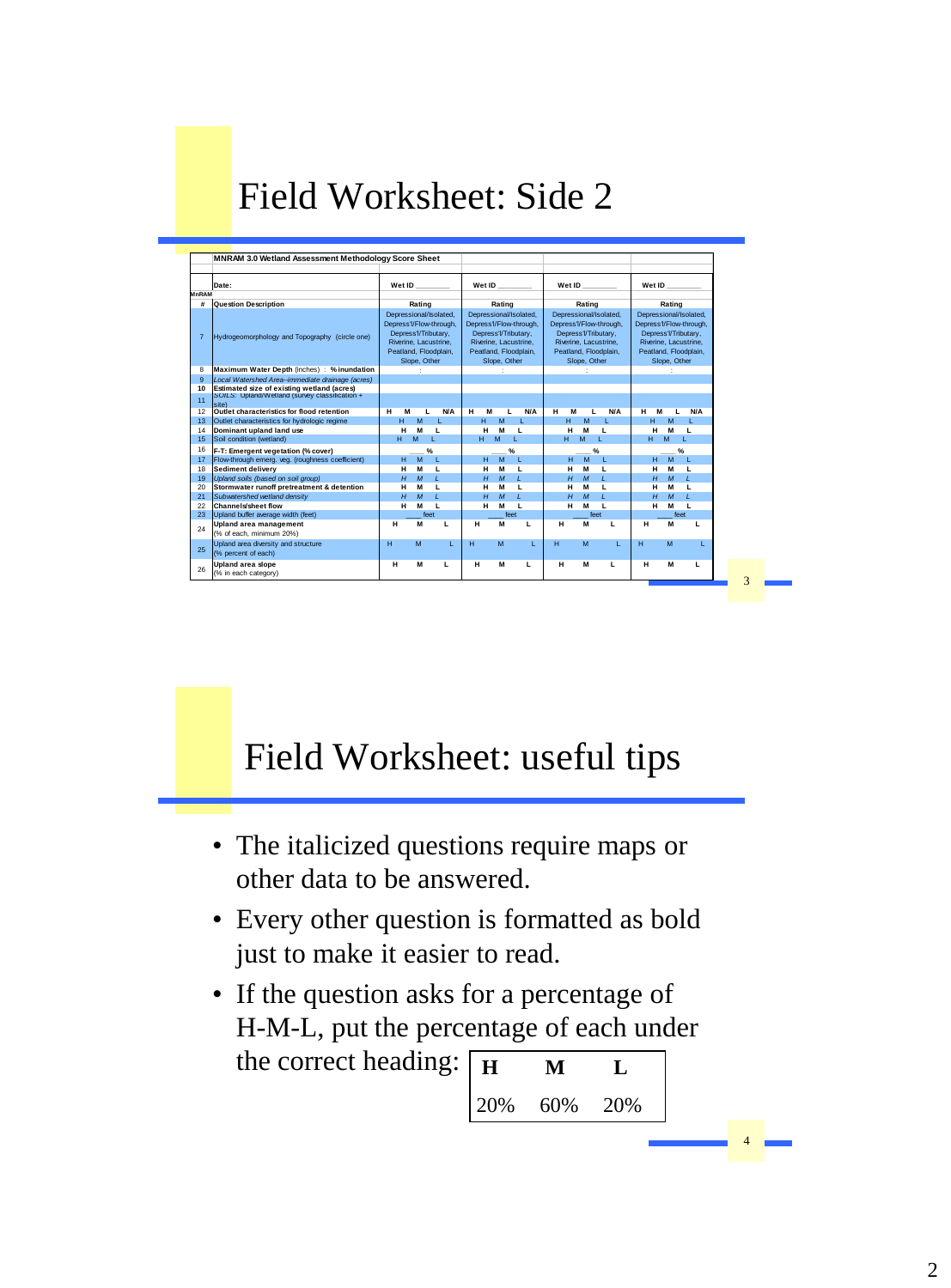# Field Worksheet: Side 2

| | MNRAM 3.0 Wetland Assessment Methodology Score Sheet | | | | |
|---|---|---|---|---|---|
| | Date: | Wet ID _______ | Wet ID _______ | Wet ID _______ | Wet ID _______ |
| MnRAM | | | | | |
| # | Question Description | Rating | Rating | Rating | Rating |
| 7 | Hydrogeomorphology and Topography (circle one) | Depressional/Isolated, Depress'l/Flow-through, Depress'l/Tributary, Riverine, Lacustrine, Peatland, Floodplain, Slope, Other | Depressional/Isolated, Depress'l/Flow-through, Depress'l/Tributary, Riverine, Lacustrine, Peatland, Floodplain, Slope, Other | Depressional/Isolated, Depress'l/Flow-through, Depress'l/Tributary, Riverine, Lacustrine, Peatland, Floodplain, Slope, Other | Depressional/Isolated, Depress'l/Flow-through, Depress'l/Tributary, Riverine, Lacustrine, Peatland, Floodplain, Slope, Other |
| 8 | **Maximum Water Depth** (inches) : **% inundation** | : | : | : | : |
| 9 | *Local Watershed Area--immediate drainage (acres)* | | | | |
| 10 | **Estimated size of existing wetland (acres)** | | | | |
| 11 | *SOILS: Upland/Wetland (survey classification + site)* | | | | |
| 12 | **Outlet characteristics for flood retention** | H M L N/A | H M L N/A | H M L N/A | H M L N/A |
| 13 | Outlet characteristics for hydrologic regime | H M L | H M L | H M L | H M L |
| 14 | **Dominant upland land use** | H M L | H M L | H M L | H M L |
| 15 | Soil condition (wetland) | H M L | H M L | H M L | H M L |
| 16 | **F-T: Emergent vegetation (% cover)** | ____% | ____% | ____% | ____% |
| 17 | Flow-through emerg. veg. (roughness coefficient) | H M L | H M L | H M L | H M L |
| 18 | **Sediment delivery** | H M L | H M L | H M L | H M L |
| 19 | *Upland soils (based on soil group)* | H M L | H M L | H M L | H M L |
| 20 | **Stormwater runoff pretreatment & detention** | H M L | H M L | H M L | H M L |
| 21 | *Subwatershed wetland density* | H M L | H M L | H M L | H M L |
| 22 | **Channels/sheet flow** | H M L | H M L | H M L | H M L |
| 23 | Upland buffer average width (feet) | ____ feet | ____ feet | ____ feet | ____ feet |
| 24 | **Upland area management** (% of each, minimum 20%) | H M L | H M L | H M L | H M L |
| 25 | Upland area diversity and structure (% percent of each) | H M L | H M L | H M L | H M L |
| 26 | **Upland area slope** (% in each category) | H M L | H M L | H M L | H M L |

# Field Worksheet: useful tips

- The italicized questions require maps or other data to be answered.
- Every other question is formatted as bold just to make it easier to read.
- If the question asks for a percentage of H-M-L, put the percentage of each under the correct heading:

| H | M | L |
|---|---|---|
| 20% | 60% | 20% |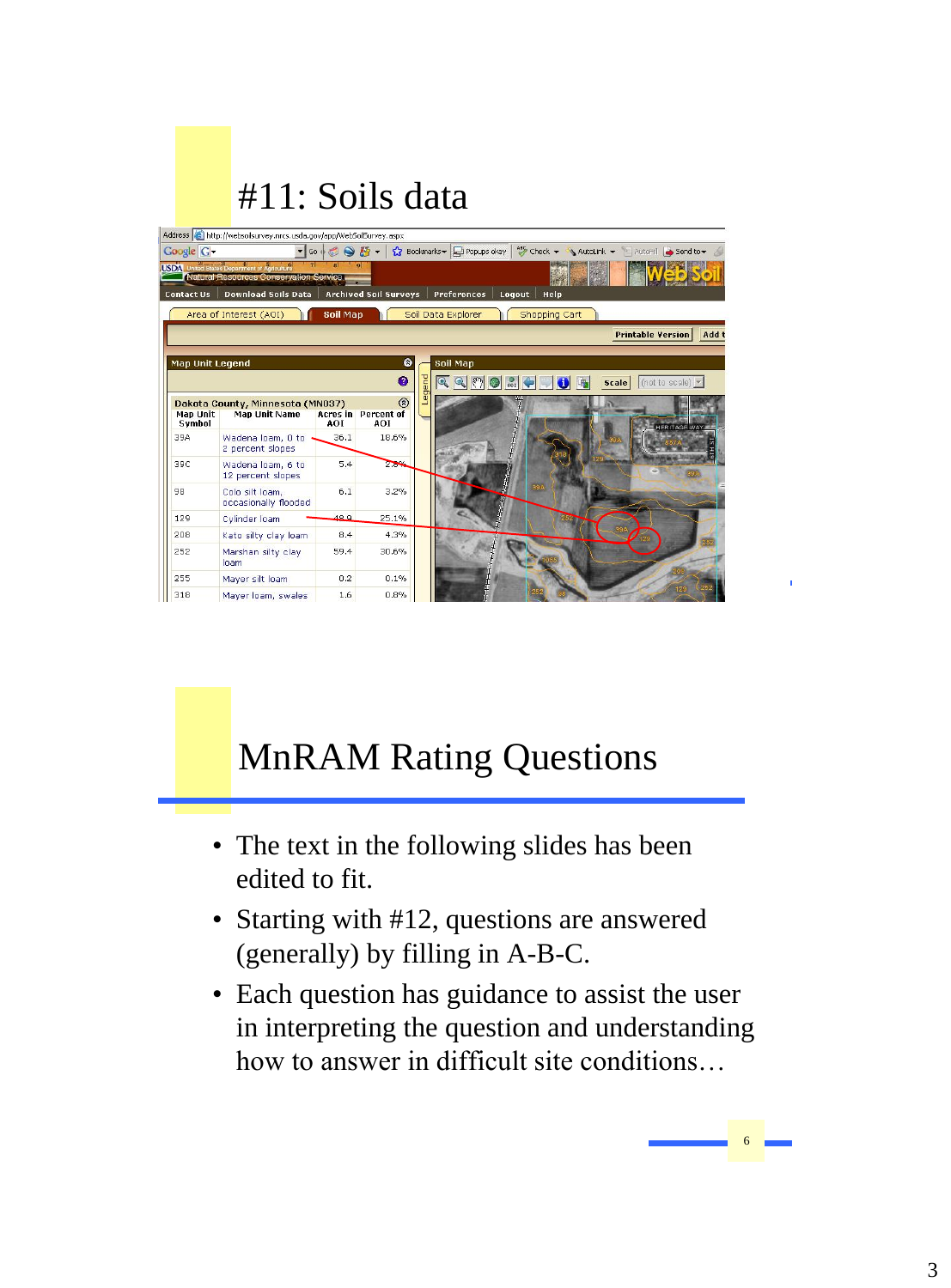# #11: Soils data

# MnRAM Rating Questions

- The text in the following slides has been edited to fit.
- Starting with #12, questions are answered (generally) by filling in A-B-C.
- Each question has guidance to assist the user in interpreting the question and understanding how to answer in difficult site conditions…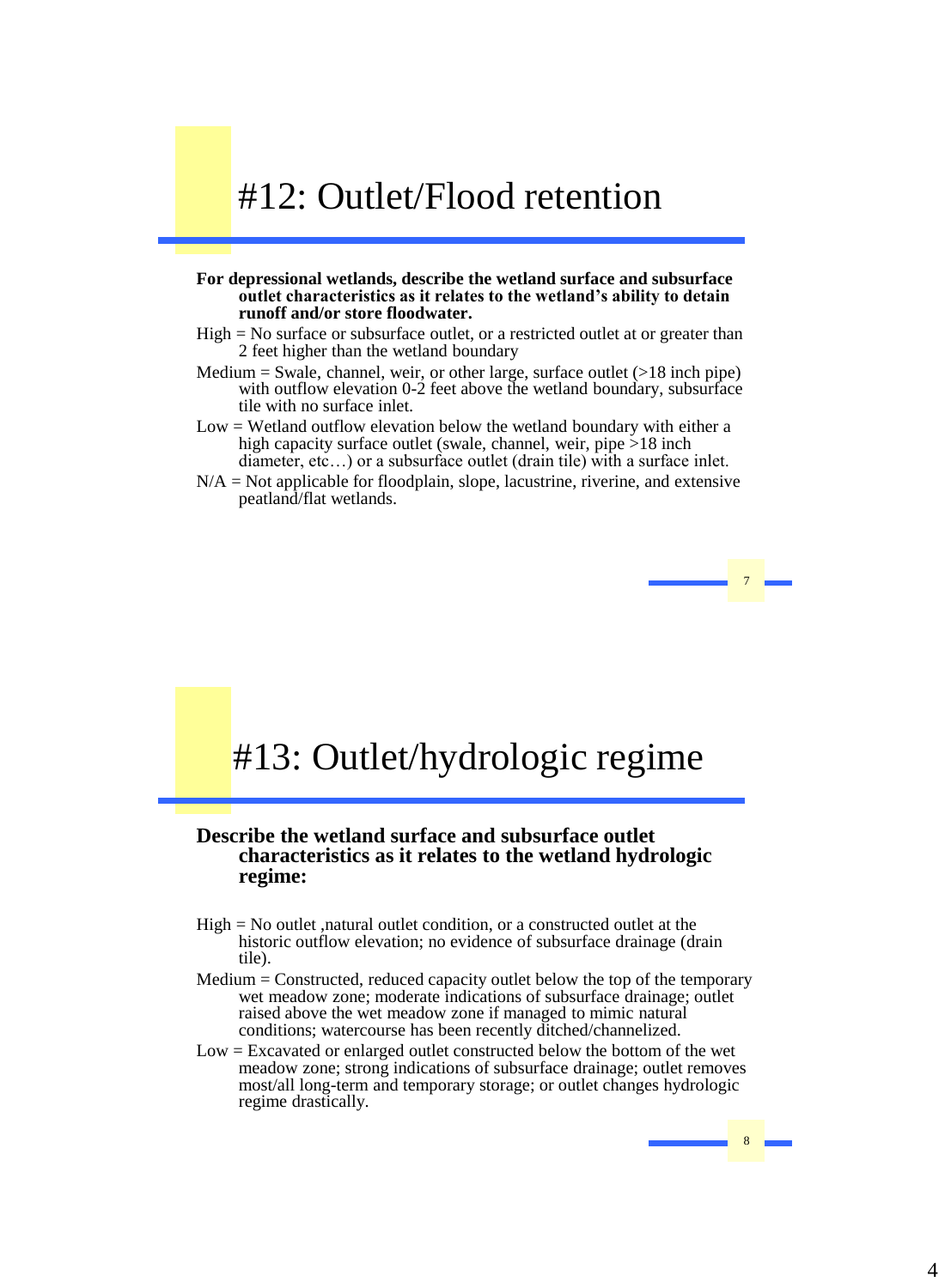# #12: Outlet/Flood retention

**For depressional wetlands, describe the wetland surface and subsurface outlet characteristics as it relates to the wetland's ability to detain runoff and/or store floodwater.**

High = No surface or subsurface outlet, or a restricted outlet at or greater than 2 feet higher than the wetland boundary

Medium = Swale, channel, weir, or other large, surface outlet (>18 inch pipe) with outflow elevation 0-2 feet above the wetland boundary, subsurface tile with no surface inlet.

Low = Wetland outflow elevation below the wetland boundary with either a high capacity surface outlet (swale, channel, weir, pipe >18 inch diameter, etc…) or a subsurface outlet (drain tile) with a surface inlet.

N/A = Not applicable for floodplain, slope, lacustrine, riverine, and extensive peatland/flat wetlands.

# #13: Outlet/hydrologic regime

**Describe the wetland surface and subsurface outlet characteristics as it relates to the wetland hydrologic regime:**

High = No outlet ,natural outlet condition, or a constructed outlet at the historic outflow elevation; no evidence of subsurface drainage (drain tile).

Medium = Constructed, reduced capacity outlet below the top of the temporary wet meadow zone; moderate indications of subsurface drainage; outlet raised above the wet meadow zone if managed to mimic natural conditions; watercourse has been recently ditched/channelized.

Low = Excavated or enlarged outlet constructed below the bottom of the wet meadow zone; strong indications of subsurface drainage; outlet removes most/all long-term and temporary storage; or outlet changes hydrologic regime drastically.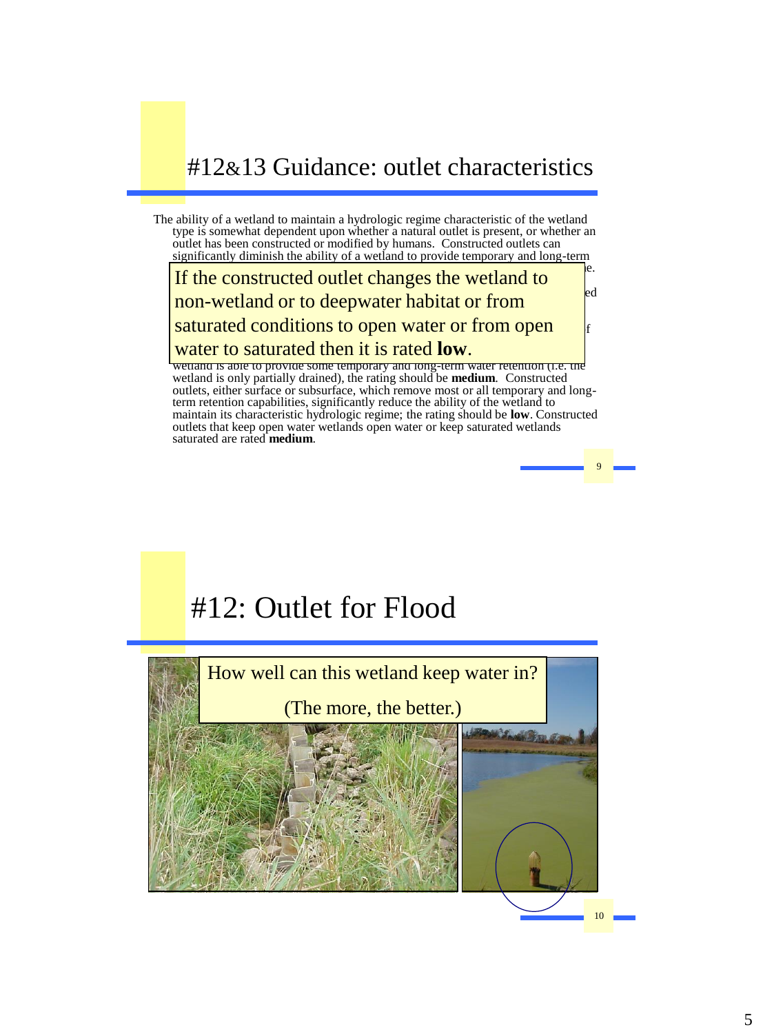# #12&13 Guidance: outlet characteristics

The ability of a wetland to maintain a hydrologic regime characteristic of the wetland type is somewhat dependent upon whether a natural outlet is present, or whether an outlet has been constructed or modified by humans. Constructed outlets can significantly diminish the ability of a wetland to provide temporary and long-term

If the constructed outlet changes the wetland to non-wetland or to deepwater habitat or from saturated conditions to open water or from open water to saturated then it is rated **low**.

wetland is able to provide some temporary and long-term water retention (i.e. the wetland is only partially drained), the rating should be **medium**. Constructed outlets, either surface or subsurface, which remove most or all temporary and long-term retention capabilities, significantly reduce the ability of the wetland to maintain its characteristic hydrologic regime; the rating should be **low**. Constructed outlets that keep open water wetlands open water or keep saturated wetlands saturated are rated **medium**.

# #12: Outlet for Flood

How well can this wetland keep water in?

(The more, the better.)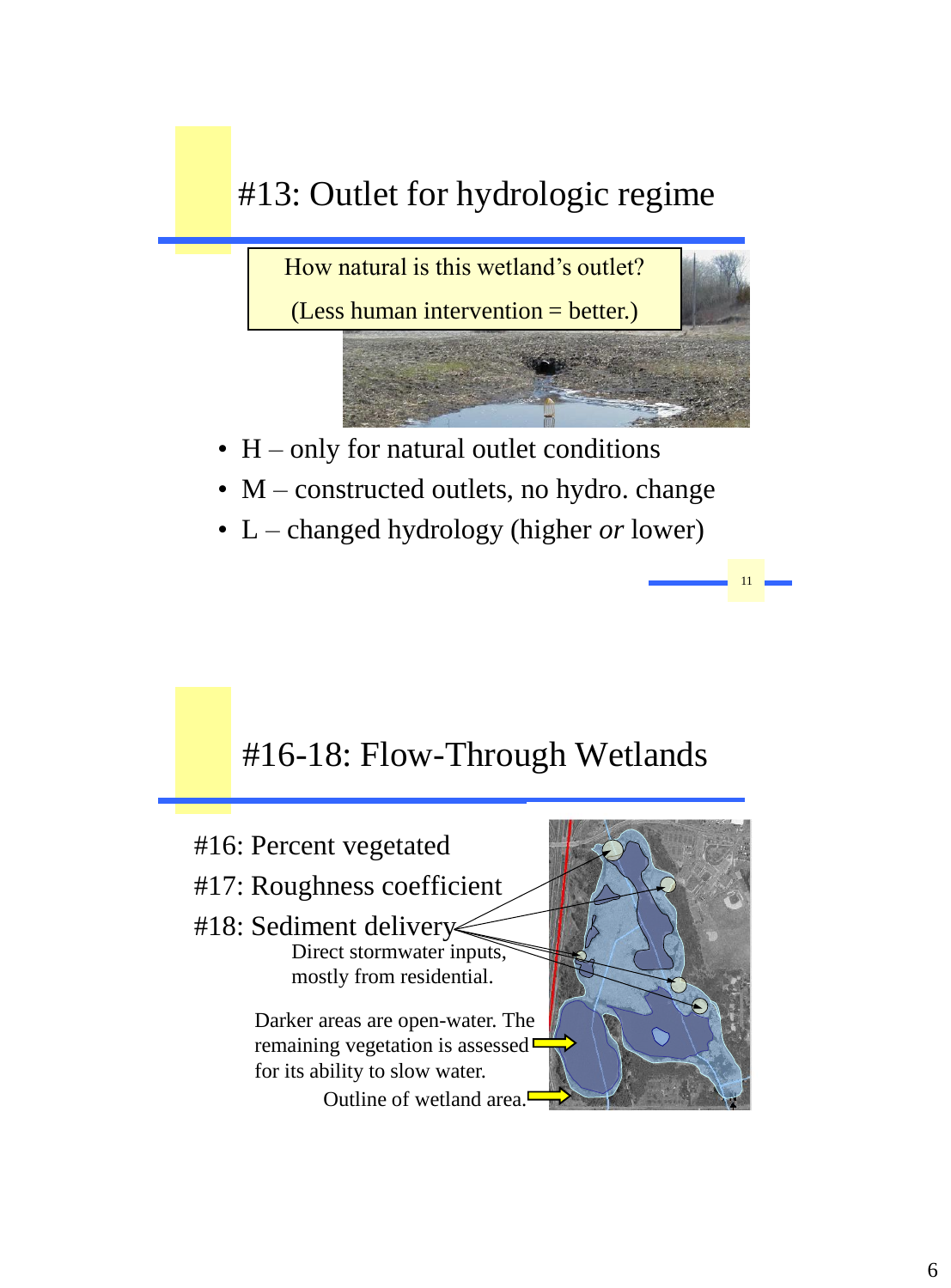# #13: Outlet for hydrologic regime

How natural is this wetland's outlet?

(Less human intervention = better.)

- H – only for natural outlet conditions
- M – constructed outlets, no hydro. change
- L – changed hydrology (higher *or* lower)

# #16-18: Flow-Through Wetlands

#16: Percent vegetated

#17: Roughness coefficient

#18: Sediment delivery

Direct stormwater inputs, mostly from residential.

Darker areas are open-water. The remaining vegetation is assessed for its ability to slow water.

Outline of wetland area.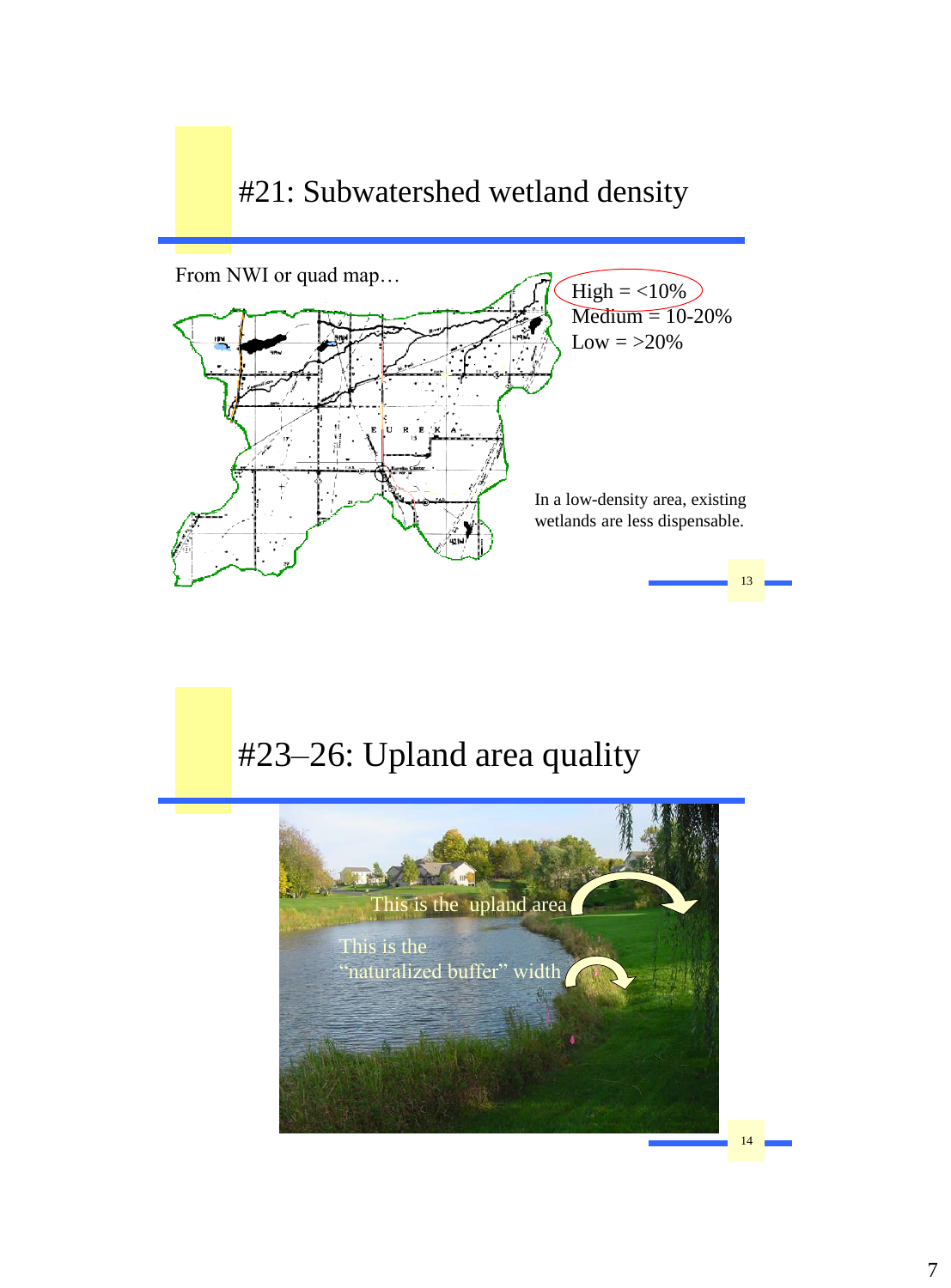# #21: Subwatershed wetland density

From NWI or quad map…

High = <10%
Medium = 10-20%
Low = >20%

In a low-density area, existing wetlands are less dispensable.

# #23–26: Upland area quality

This is the upland area

This is the "naturalized buffer" width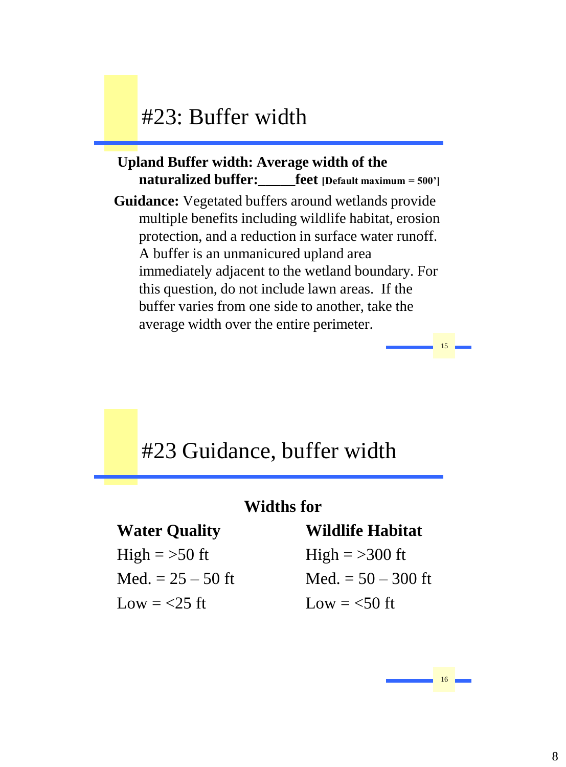# #23: Buffer width

**Upland Buffer width: Average width of the naturalized buffer:_____feet** **[Default maximum = 500']**

**Guidance:** Vegetated buffers around wetlands provide multiple benefits including wildlife habitat, erosion protection, and a reduction in surface water runoff. A buffer is an unmanicured upland area immediately adjacent to the wetland boundary. For this question, do not include lawn areas. If the buffer varies from one side to another, take the average width over the entire perimeter.

# #23 Guidance, buffer width

**Widths for**

| **Water Quality** | **Wildlife Habitat** |
|---|---|
| High = >50 ft | High = >300 ft |
| Med. = 25 – 50 ft | Med. = 50 – 300 ft |
| Low = <25 ft | Low = <50 ft |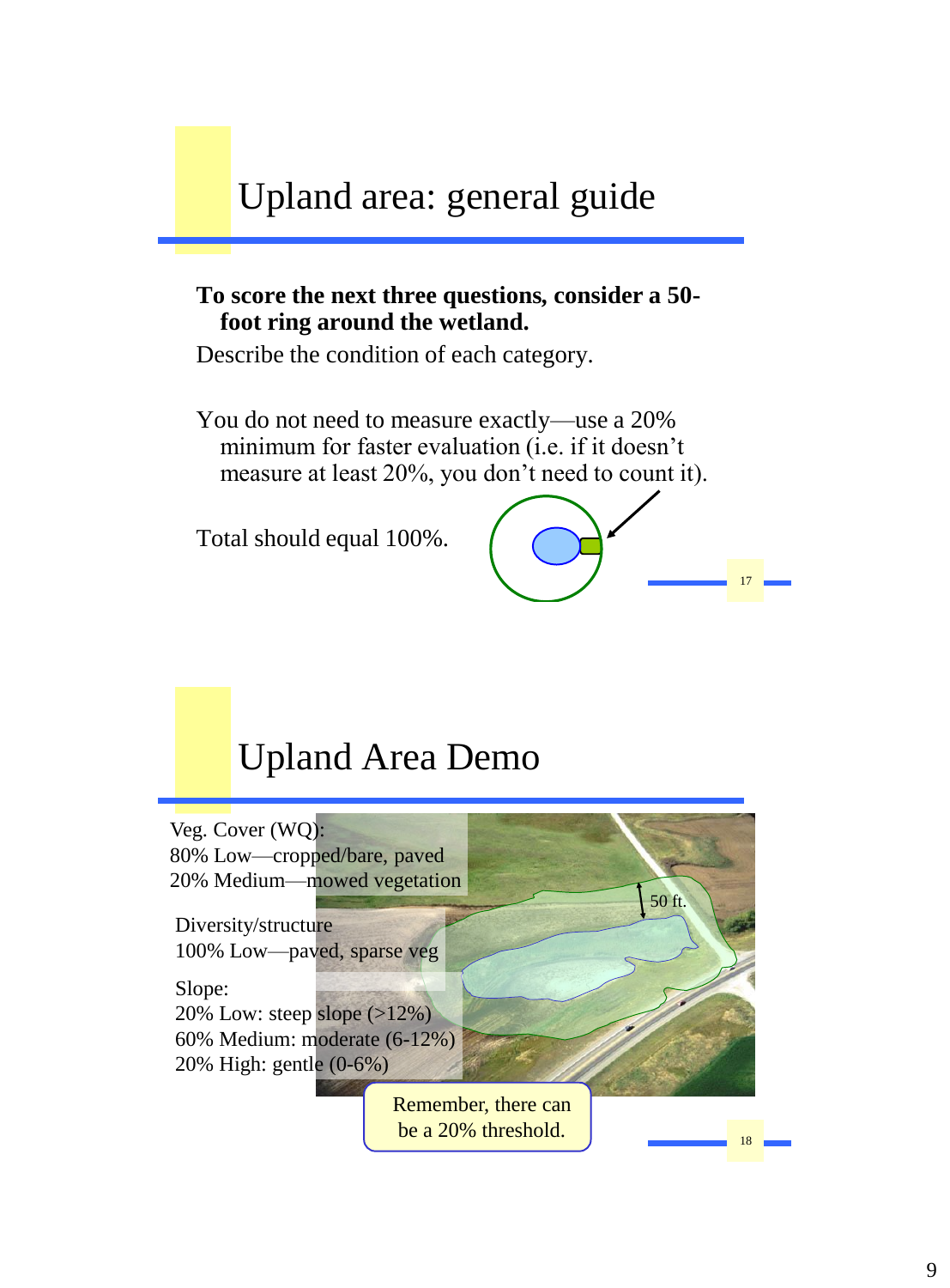# Upland area: general guide

**To score the next three questions, consider a 50-foot ring around the wetland.**

Describe the condition of each category.

You do not need to measure exactly—use a 20% minimum for faster evaluation (i.e. if it doesn't measure at least 20%, you don't need to count it).

Total should equal 100%.

# Upland Area Demo

Veg. Cover (WQ):
80% Low—cropped/bare, paved
20% Medium—mowed vegetation

Diversity/structure
100% Low—paved, sparse veg

Slope:
20% Low: steep slope (>12%)
60% Medium: moderate (6-12%)
20% High: gentle (0-6%)

50 ft.

Remember, there can be a 20% threshold.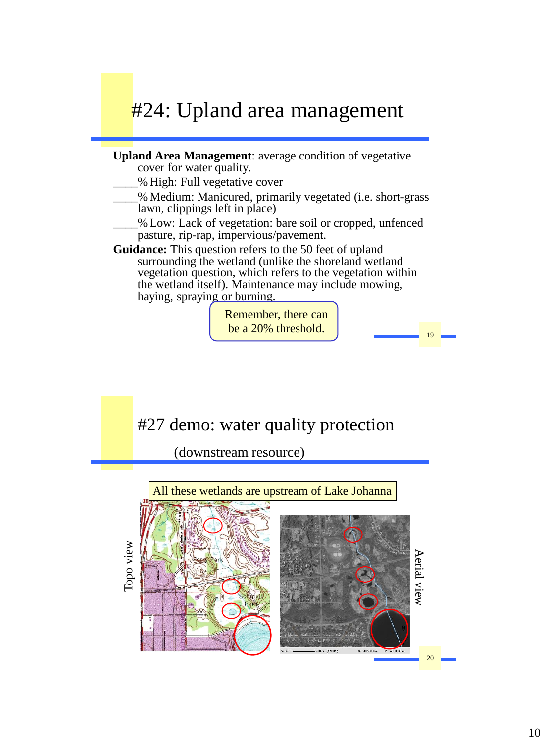# #24: Upland area management

**Upland Area Management**: average condition of vegetative cover for water quality.

____% High: Full vegetative cover

____% Medium: Manicured, primarily vegetated (i.e. short-grass lawn, clippings left in place)

____% Low: Lack of vegetation: bare soil or cropped, unfenced pasture, rip-rap, impervious/pavement.

**Guidance:** This question refers to the 50 feet of upland surrounding the wetland (unlike the shoreland wetland vegetation question, which refers to the vegetation within the wetland itself). Maintenance may include mowing, haying, spraying or burning.

Remember, there can be a 20% threshold.

# #27 demo: water quality protection

(downstream resource)

All these wetlands are upstream of Lake Johanna

Topo view

Aerial view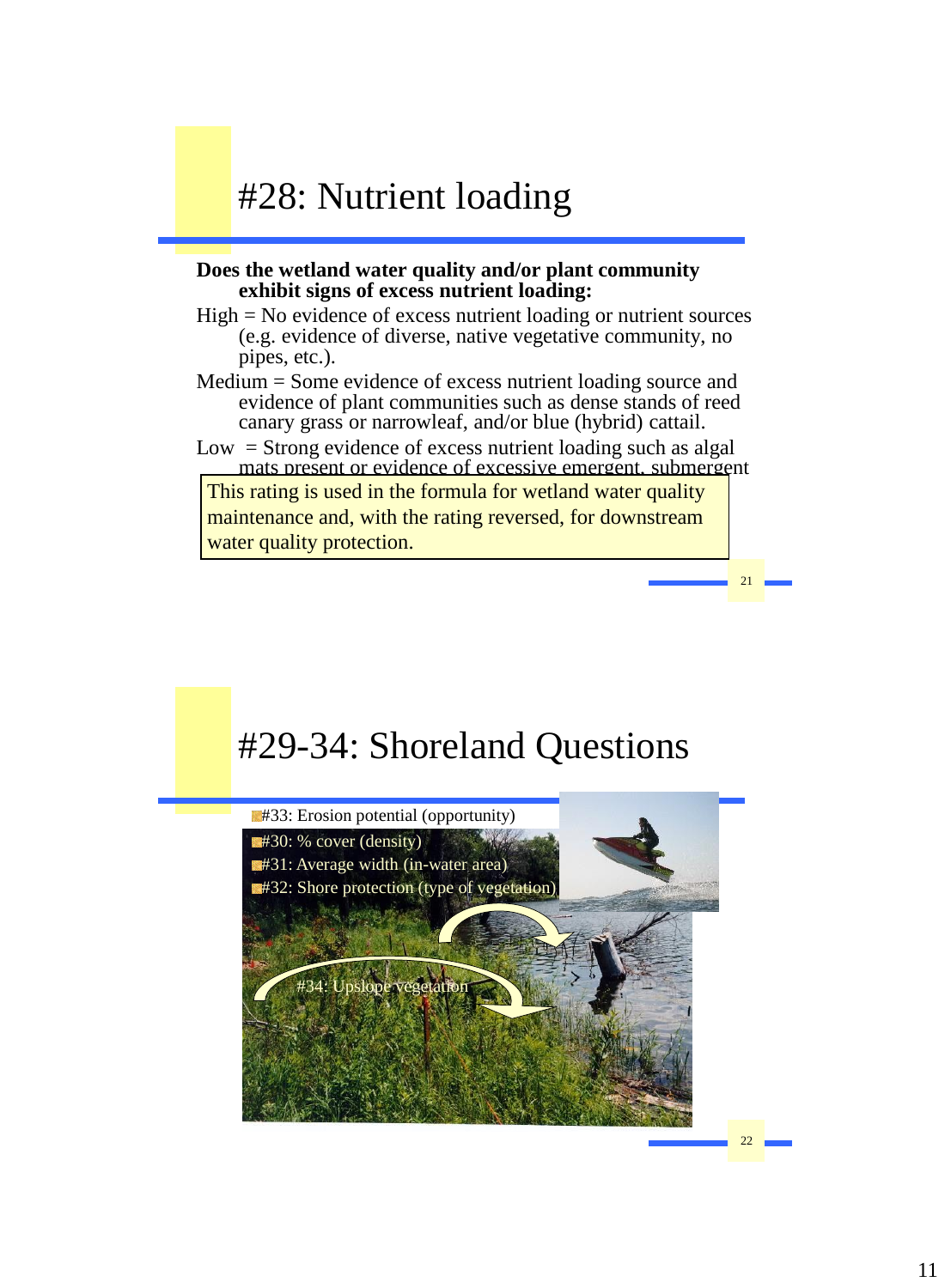# #28: Nutrient loading

**Does the wetland water quality and/or plant community exhibit signs of excess nutrient loading:**

High = No evidence of excess nutrient loading or nutrient sources (e.g. evidence of diverse, native vegetative community, no pipes, etc.).

Medium = Some evidence of excess nutrient loading source and evidence of plant communities such as dense stands of reed canary grass or narrowleaf, and/or blue (hybrid) cattail.

Low = Strong evidence of excess nutrient loading such as algal mats present or evidence of excessive emergent, submergent

This rating is used in the formula for wetland water quality maintenance and, with the rating reversed, for downstream water quality protection.

# #29-34: Shoreland Questions

- #33: Erosion potential (opportunity)
- #30: % cover (density)
- #31: Average width (in-water area)
- #32: Shore protection (type of vegetation)

#34: Upslope vegetation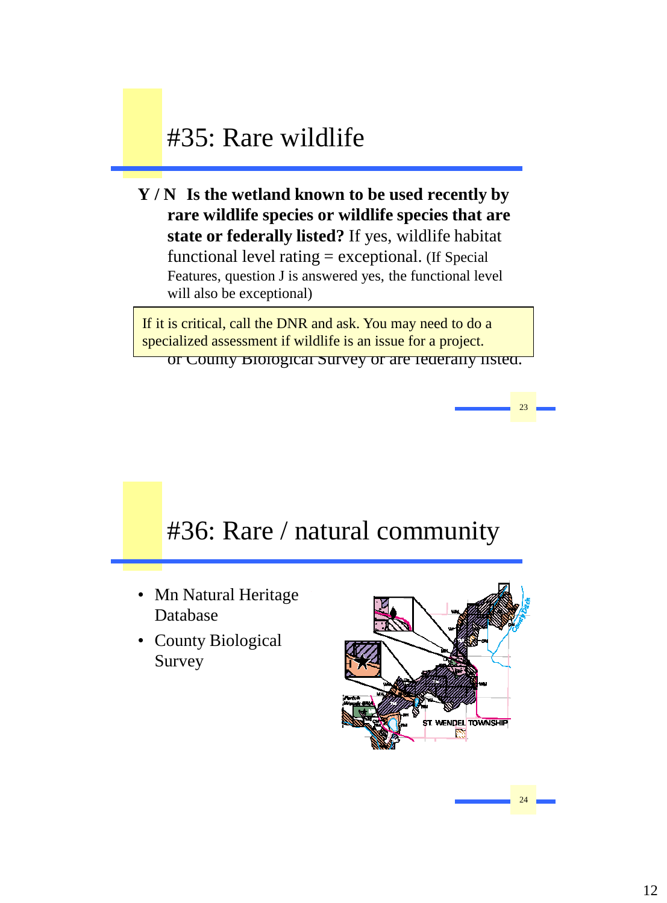# #35: Rare wildlife

**Y / N  Is the wetland known to be used recently by rare wildlife species or wildlife species that are state or federally listed?** If yes, wildlife habitat functional level rating = exceptional. (If Special Features, question J is answered yes, the functional level will also be exceptional)

If it is critical, call the DNR and ask. You may need to do a specialized assessment if wildlife is an issue for a project.

or County Biological Survey or are federally listed.

# #36: Rare / natural community

- Mn Natural Heritage Database
- County Biological Survey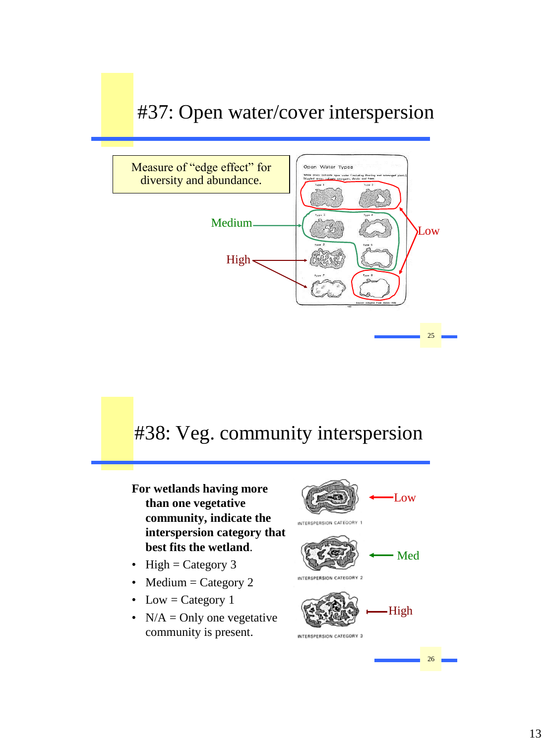# #37: Open water/cover interspersion

Measure of "edge effect" for diversity and abundance.

Medium

High

Low

# #38: Veg. community interspersion

**For wetlands having more than one vegetative community, indicate the interspersion category that best fits the wetland.**

- High = Category 3
- Medium = Category 2
- Low = Category 1
- N/A = Only one vegetative community is present.

Low

INTERSPERSION CATEGORY 1

Med

INTERSPERSION CATEGORY 2

High

INTERSPERSION CATEGORY 3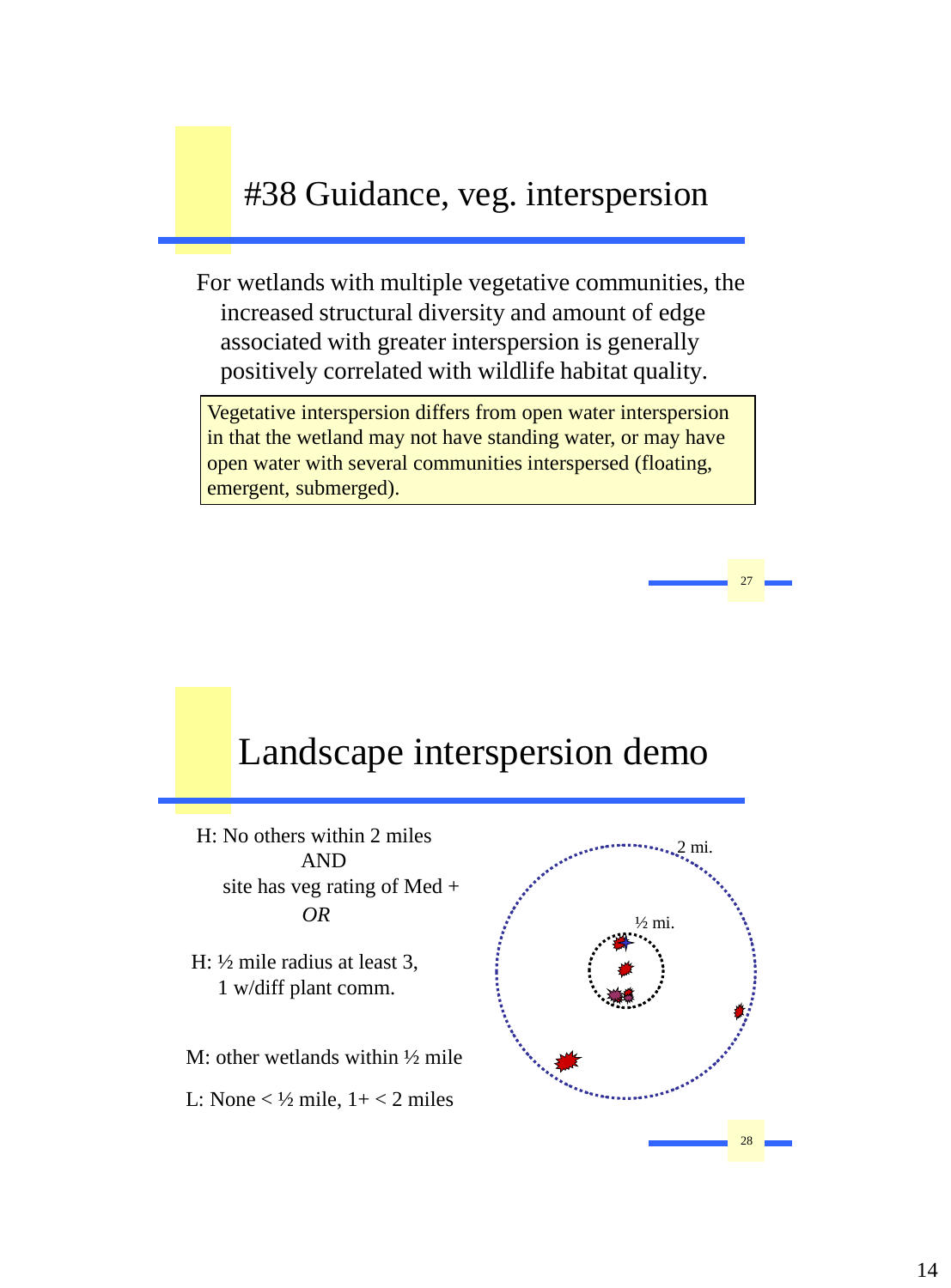# #38 Guidance, veg. interspersion

For wetlands with multiple vegetative communities, the increased structural diversity and amount of edge associated with greater interspersion is generally positively correlated with wildlife habitat quality.

> Vegetative interspersion differs from open water interspersion in that the wetland may not have standing water, or may have open water with several communities interspersed (floating, emergent, submerged).

# Landscape interspersion demo

H: No others within 2 miles
AND
site has veg rating of Med +
*OR*

H: ½ mile radius at least 3,
1 w/diff plant comm.

M: other wetlands within ½ mile

L: None < ½ mile, 1+ < 2 miles

2 mi.

½ mi.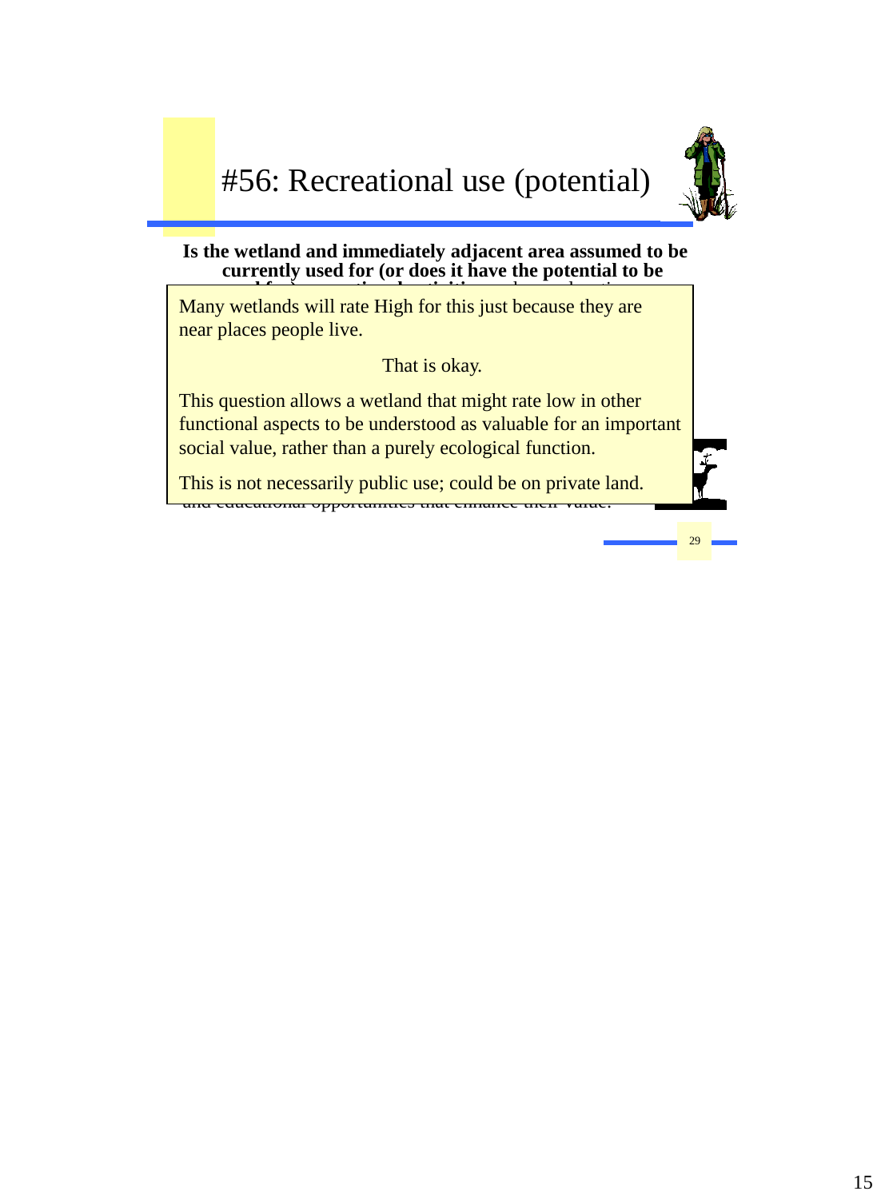# #56: Recreational use (potential)

**Is the wetland and immediately adjacent area assumed to be currently used for (or does it have the potential to be**

Many wetlands will rate High for this just because they are near places people live.

That is okay.

This question allows a wetland that might rate low in other functional aspects to be understood as valuable for an important social value, rather than a purely ecological function.

This is not necessarily public use; could be on private land.